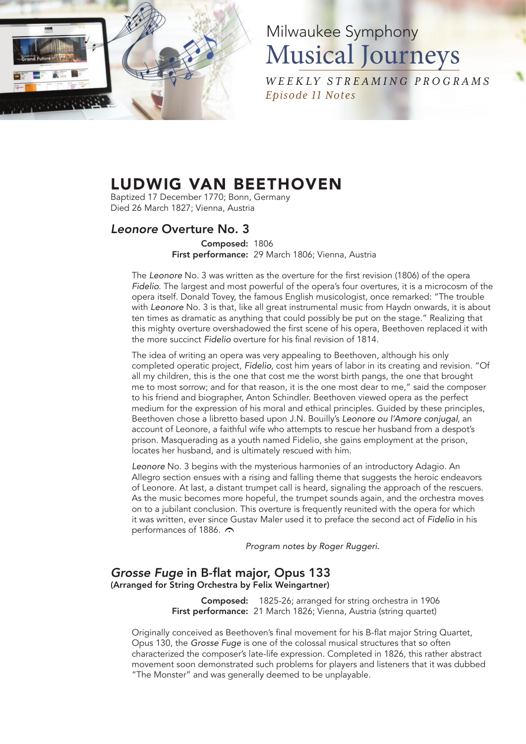Milwaukee Symphony

# Musical Journeys

*WEEKLY STREAMING PROGRAMS*
*Episode 11 Notes*

## LUDWIG VAN BEETHOVEN

Baptized 17 December 1770; Bonn, Germany
Died 26 March 1827; Vienna, Austria

### *Leonore* Overture No. 3

**Composed:** 1806
**First performance:** 29 March 1806; Vienna, Austria

The *Leonore* No. 3 was written as the overture for the first revision (1806) of the opera *Fidelio*. The largest and most powerful of the opera's four overtures, it is a microcosm of the opera itself. Donald Tovey, the famous English musicologist, once remarked: "The trouble with *Leonore* No. 3 is that, like all great instrumental music from Haydn onwards, it is about ten times as dramatic as anything that could possibly be put on the stage." Realizing that this mighty overture overshadowed the first scene of his opera, Beethoven replaced it with the more succinct *Fidelio* overture for his final revision of 1814.

The idea of writing an opera was very appealing to Beethoven, although his only completed operatic project, *Fidelio*, cost him years of labor in its creating and revision. "Of all my children, this is the one that cost me the worst birth pangs, the one that brought me to most sorrow; and for that reason, it is the one most dear to me," said the composer to his friend and biographer, Anton Schindler. Beethoven viewed opera as the perfect medium for the expression of his moral and ethical principles. Guided by these principles, Beethoven chose a libretto based upon J.N. Bouilly's *Leonore ou l'Amore conjugal*, an account of Leonore, a faithful wife who attempts to rescue her husband from a despot's prison. Masquerading as a youth named Fidelio, she gains employment at the prison, locates her husband, and is ultimately rescued with him.

*Leonore* No. 3 begins with the mysterious harmonies of an introductory Adagio. An Allegro section ensues with a rising and falling theme that suggests the heroic endeavors of Leonore. At last, a distant trumpet call is heard, signaling the approach of the rescuers. As the music becomes more hopeful, the trumpet sounds again, and the orchestra moves on to a jubilant conclusion. This overture is frequently reunited with the opera for which it was written, ever since Gustav Maler used it to preface the second act of *Fidelio* in his performances of 1886.

*Program notes by Roger Ruggeri.*

### *Grosse Fuge* in B-flat major, Opus 133
**(Arranged for String Orchestra by Felix Weingartner)**

**Composed:** 1825-26; arranged for string orchestra in 1906
**First performance:** 21 March 1826; Vienna, Austria (string quartet)

Originally conceived as Beethoven's final movement for his B-flat major String Quartet, Opus 130, the *Grosse Fuge* is one of the colossal musical structures that so often characterized the composer's late-life expression. Completed in 1826, this rather abstract movement soon demonstrated such problems for players and listeners that it was dubbed "The Monster" and was generally deemed to be unplayable.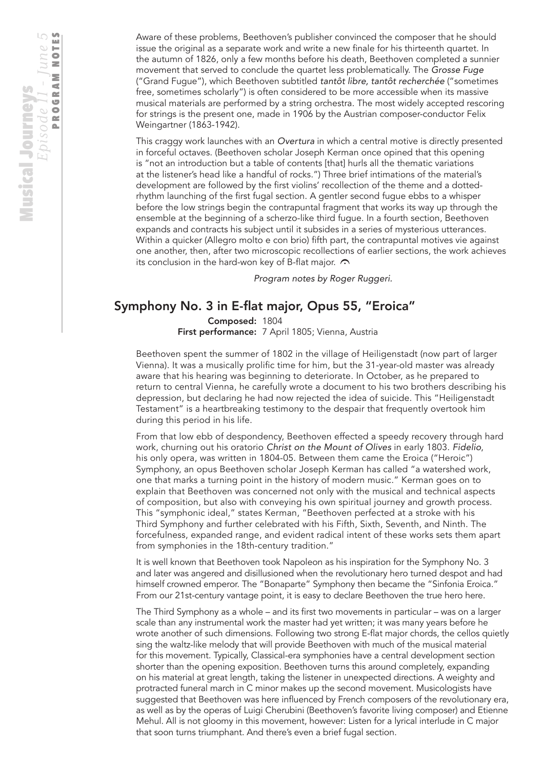Aware of these problems, Beethoven's publisher convinced the composer that he should issue the original as a separate work and write a new finale for his thirteenth quartet. In the autumn of 1826, only a few months before his death, Beethoven completed a sunnier movement that served to conclude the quartet less problematically. The *Grosse Fuge* ("Grand Fugue"), which Beethoven subtitled *tantôt libre, tantôt recherchée* ("sometimes free, sometimes scholarly") is often considered to be more accessible when its massive musical materials are performed by a string orchestra. The most widely accepted rescoring for strings is the present one, made in 1906 by the Austrian composer-conductor Felix Weingartner (1863-1942).

This craggy work launches with an *Overtura* in which a central motive is directly presented in forceful octaves. (Beethoven scholar Joseph Kerman once opined that this opening is "not an introduction but a table of contents [that] hurls all the thematic variations at the listener's head like a handful of rocks.") Three brief intimations of the material's development are followed by the first violins' recollection of the theme and a dotted-rhythm launching of the first fugal section. A gentler second fugue ebbs to a whisper before the low strings begin the contrapuntal fragment that works its way up through the ensemble at the beginning of a scherzo-like third fugue. In a fourth section, Beethoven expands and contracts his subject until it subsides in a series of mysterious utterances. Within a quicker (Allegro molto e con brio) fifth part, the contrapuntal motives vie against one another, then, after two microscopic recollections of earlier sections, the work achieves its conclusion in the hard-won key of B-flat major.

*Program notes by Roger Ruggeri.*

## Symphony No. 3 in E-flat major, Opus 55, "Eroica"

**Composed:** 1804
**First performance:** 7 April 1805; Vienna, Austria

Beethoven spent the summer of 1802 in the village of Heiligenstadt (now part of larger Vienna). It was a musically prolific time for him, but the 31-year-old master was already aware that his hearing was beginning to deteriorate. In October, as he prepared to return to central Vienna, he carefully wrote a document to his two brothers describing his depression, but declaring he had now rejected the idea of suicide. This "Heiligenstadt Testament" is a heartbreaking testimony to the despair that frequently overtook him during this period in his life.

From that low ebb of despondency, Beethoven effected a speedy recovery through hard work, churning out his oratorio *Christ on the Mount of Olives* in early 1803. *Fidelio*, his only opera, was written in 1804-05. Between them came the Eroica ("Heroic") Symphony, an opus Beethoven scholar Joseph Kerman has called "a watershed work, one that marks a turning point in the history of modern music." Kerman goes on to explain that Beethoven was concerned not only with the musical and technical aspects of composition, but also with conveying his own spiritual journey and growth process. This "symphonic ideal," states Kerman, "Beethoven perfected at a stroke with his Third Symphony and further celebrated with his Fifth, Sixth, Seventh, and Ninth. The forcefulness, expanded range, and evident radical intent of these works sets them apart from symphonies in the 18th-century tradition."

It is well known that Beethoven took Napoleon as his inspiration for the Symphony No. 3 and later was angered and disillusioned when the revolutionary hero turned despot and had himself crowned emperor. The "Bonaparte" Symphony then became the "Sinfonia Eroica." From our 21st-century vantage point, it is easy to declare Beethoven the true hero here.

The Third Symphony as a whole – and its first two movements in particular – was on a larger scale than any instrumental work the master had yet written; it was many years before he wrote another of such dimensions. Following two strong E-flat major chords, the cellos quietly sing the waltz-like melody that will provide Beethoven with much of the musical material for this movement. Typically, Classical-era symphonies have a central development section shorter than the opening exposition. Beethoven turns this around completely, expanding on his material at great length, taking the listener in unexpected directions. A weighty and protracted funeral march in C minor makes up the second movement. Musicologists have suggested that Beethoven was here influenced by French composers of the revolutionary era, as well as by the operas of Luigi Cherubini (Beethoven's favorite living composer) and Etienne Mehul. All is not gloomy in this movement, however: Listen for a lyrical interlude in C major that soon turns triumphant. And there's even a brief fugal section.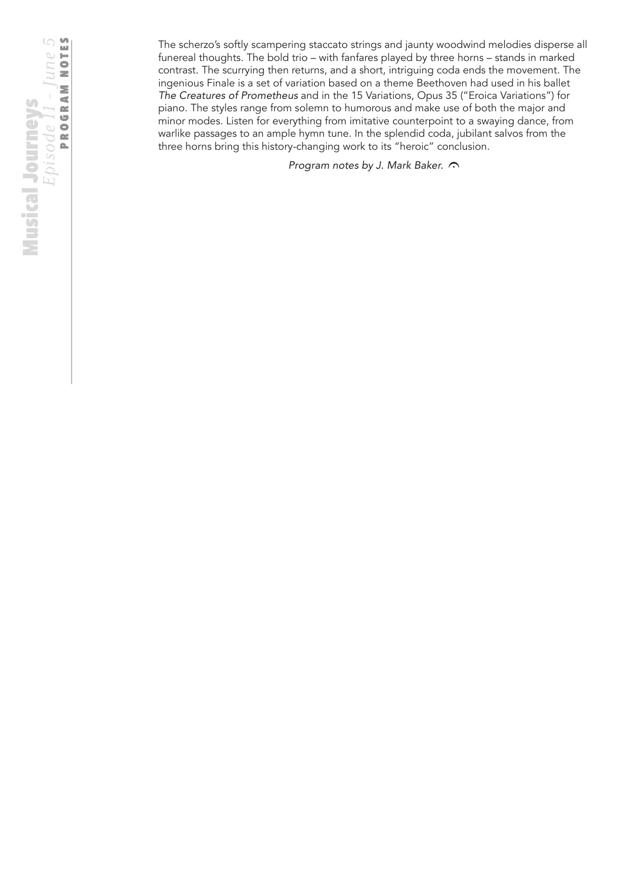The scherzo's softly scampering staccato strings and jaunty woodwind melodies disperse all funereal thoughts. The bold trio – with fanfares played by three horns – stands in marked contrast. The scurrying then returns, and a short, intriguing coda ends the movement. The ingenious Finale is a set of variation based on a theme Beethoven had used in his ballet *The Creatures of Prometheus* and in the 15 Variations, Opus 35 ("Eroica Variations") for piano. The styles range from solemn to humorous and make use of both the major and minor modes. Listen for everything from imitative counterpoint to a swaying dance, from warlike passages to an ample hymn tune. In the splendid coda, jubilant salvos from the three horns bring this history-changing work to its "heroic" conclusion.

*Program notes by J. Mark Baker.*